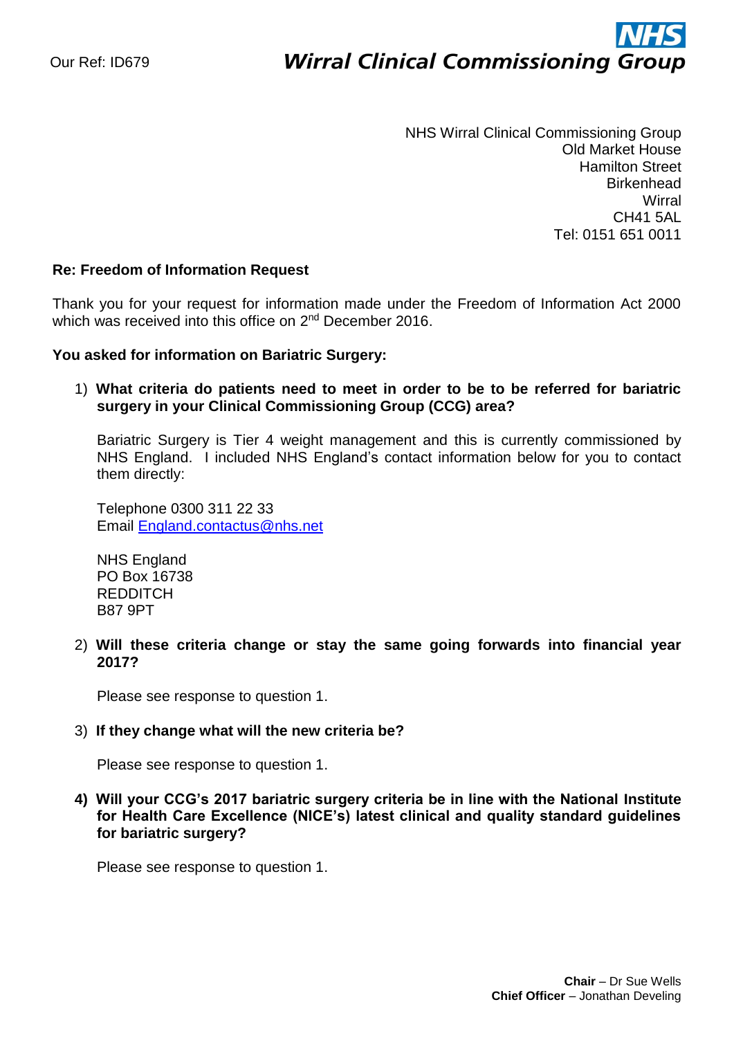Our Ref: ID679

**NHS Wirral Clinical Commissioning Group**

NHS Wirral Clinical Commissioning Group
Old Market House
Hamilton Street
Birkenhead
Wirral
CH41 5AL
Tel: 0151 651 0011

**Re: Freedom of Information Request**

Thank you for your request for information made under the Freedom of Information Act 2000 which was received into this office on 2nd December 2016.

**You asked for information on Bariatric Surgery:**

1) **What criteria do patients need to meet in order to be to be referred for bariatric surgery in your Clinical Commissioning Group (CCG) area?**

   Bariatric Surgery is Tier 4 weight management and this is currently commissioned by NHS England. I included NHS England's contact information below for you to contact them directly:

   Telephone 0300 311 22 33
   Email England.contactus@nhs.net

   NHS England
   PO Box 16738
   REDDITCH
   B87 9PT

2) **Will these criteria change or stay the same going forwards into financial year 2017?**

   Please see response to question 1.

3) **If they change what will the new criteria be?**

   Please see response to question 1.

4) **Will your CCG's 2017 bariatric surgery criteria be in line with the National Institute for Health Care Excellence (NICE's) latest clinical and quality standard guidelines for bariatric surgery?**

   Please see response to question 1.

**Chair** – Dr Sue Wells
**Chief Officer** – Jonathan Develing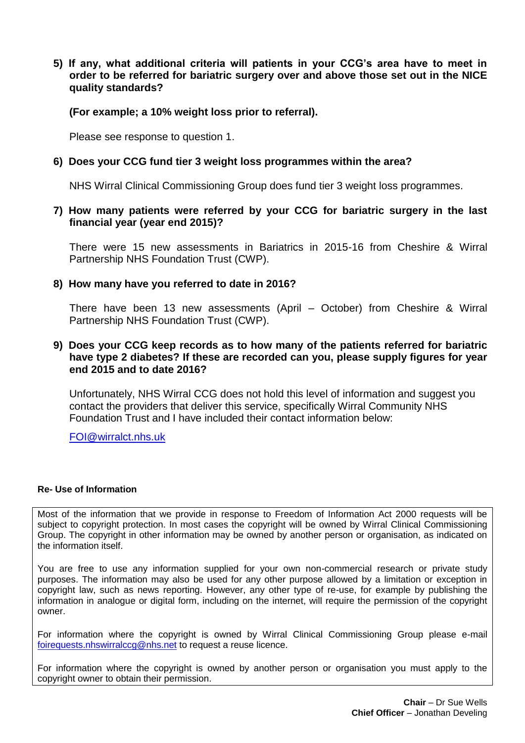**5) If any, what additional criteria will patients in your CCG's area have to meet in order to be referred for bariatric surgery over and above those set out in the NICE quality standards?**

**(For example; a 10% weight loss prior to referral).**

Please see response to question 1.

**6) Does your CCG fund tier 3 weight loss programmes within the area?**

NHS Wirral Clinical Commissioning Group does fund tier 3 weight loss programmes.

**7) How many patients were referred by your CCG for bariatric surgery in the last financial year (year end 2015)?**

There were 15 new assessments in Bariatrics in 2015-16 from Cheshire & Wirral Partnership NHS Foundation Trust (CWP).

**8) How many have you referred to date in 2016?**

There have been 13 new assessments (April – October) from Cheshire & Wirral Partnership NHS Foundation Trust (CWP).

**9) Does your CCG keep records as to how many of the patients referred for bariatric have type 2 diabetes? If these are recorded can you, please supply figures for year end 2015 and to date 2016?**

Unfortunately, NHS Wirral CCG does not hold this level of information and suggest you contact the providers that deliver this service, specifically Wirral Community NHS Foundation Trust and I have included their contact information below:

FOI@wirralct.nhs.uk

**Re- Use of Information**

Most of the information that we provide in response to Freedom of Information Act 2000 requests will be subject to copyright protection. In most cases the copyright will be owned by Wirral Clinical Commissioning Group. The copyright in other information may be owned by another person or organisation, as indicated on the information itself.

You are free to use any information supplied for your own non-commercial research or private study purposes. The information may also be used for any other purpose allowed by a limitation or exception in copyright law, such as news reporting. However, any other type of re-use, for example by publishing the information in analogue or digital form, including on the internet, will require the permission of the copyright owner.

For information where the copyright is owned by Wirral Clinical Commissioning Group please e-mail foirequests.nhswirralccg@nhs.net to request a reuse licence.

For information where the copyright is owned by another person or organisation you must apply to the copyright owner to obtain their permission.

**Chair** – Dr Sue Wells
**Chief Officer** – Jonathan Develing